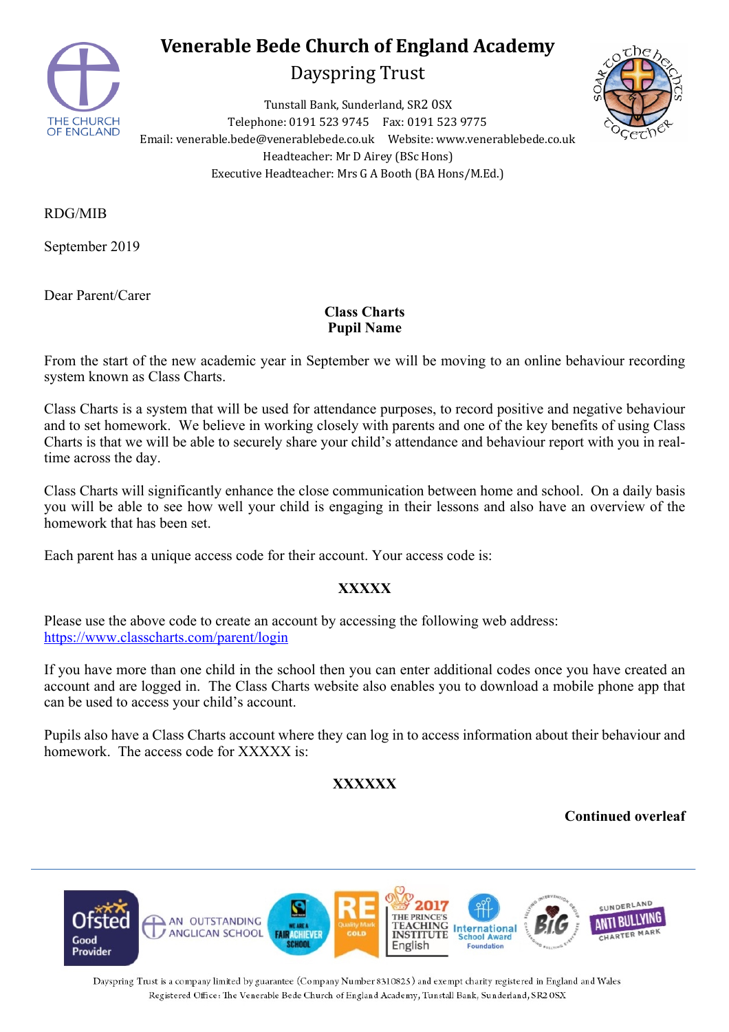# Venerable Bede Church of England Academy

## Dayspring Trust

Tunstall Bank, Sunderland, SR2 0SX
Telephone: 0191 523 9745 Fax: 0191 523 9775
Email: venerable.bede@venerablebede.co.uk Website: www.venerablebede.co.uk
Headteacher: Mr D Airey (BSc Hons)
Executive Headteacher: Mrs G A Booth (BA Hons/M.Ed.)

RDG/MIB

September 2019

Dear Parent/Carer

**Class Charts**
**Pupil Name**

From the start of the new academic year in September we will be moving to an online behaviour recording system known as Class Charts.

Class Charts is a system that will be used for attendance purposes, to record positive and negative behaviour and to set homework. We believe in working closely with parents and one of the key benefits of using Class Charts is that we will be able to securely share your child's attendance and behaviour report with you in real-time across the day.

Class Charts will significantly enhance the close communication between home and school. On a daily basis you will be able to see how well your child is engaging in their lessons and also have an overview of the homework that has been set.

Each parent has a unique access code for their account. Your access code is:

**XXXXX**

Please use the above code to create an account by accessing the following web address:
https://www.classcharts.com/parent/login

If you have more than one child in the school then you can enter additional codes once you have created an account and are logged in. The Class Charts website also enables you to download a mobile phone app that can be used to access your child's account.

Pupils also have a Class Charts account where they can log in to access information about their behaviour and homework. The access code for XXXXX is:

**XXXXXX**

**Continued overleaf**

Dayspring Trust is a company limited by guarantee (Company Number 8310825) and exempt charity registered in England and Wales
Registered Office: The Venerable Bede Church of England Academy, Tunstall Bank, Sunderland, SR2 0SX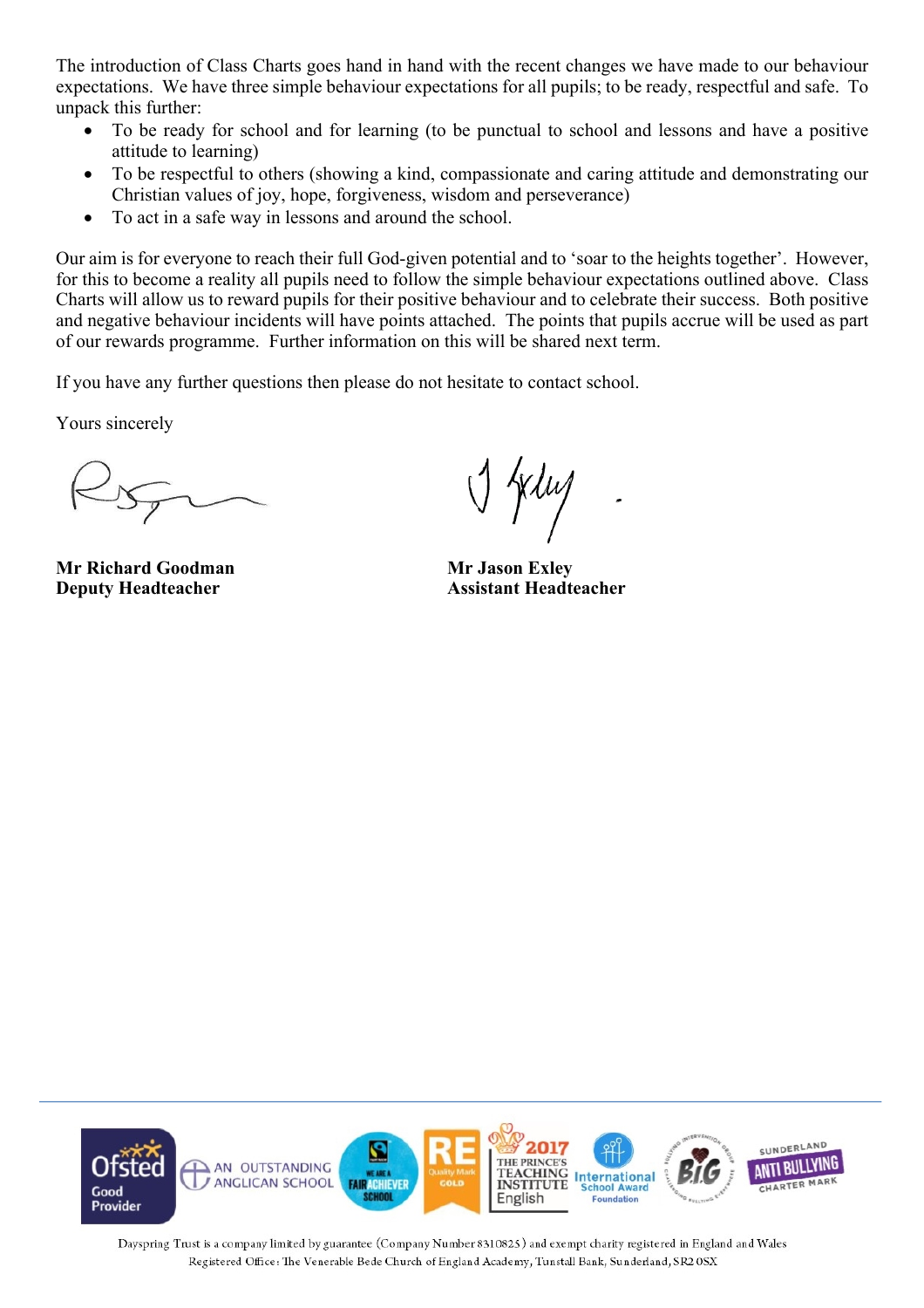The introduction of Class Charts goes hand in hand with the recent changes we have made to our behaviour expectations. We have three simple behaviour expectations for all pupils; to be ready, respectful and safe. To unpack this further:

- To be ready for school and for learning (to be punctual to school and lessons and have a positive attitude to learning)
- To be respectful to others (showing a kind, compassionate and caring attitude and demonstrating our Christian values of joy, hope, forgiveness, wisdom and perseverance)
- To act in a safe way in lessons and around the school.

Our aim is for everyone to reach their full God-given potential and to 'soar to the heights together'. However, for this to become a reality all pupils need to follow the simple behaviour expectations outlined above. Class Charts will allow us to reward pupils for their positive behaviour and to celebrate their success. Both positive and negative behaviour incidents will have points attached. The points that pupils accrue will be used as part of our rewards programme. Further information on this will be shared next term.

If you have any further questions then please do not hesitate to contact school.

Yours sincerely

**Mr Richard Goodman**
**Deputy Headteacher**

**Mr Jason Exley**
**Assistant Headteacher**

Dayspring Trust is a company limited by guarantee (Company Number 8310825) and exempt charity registered in England and Wales
Registered Office: The Venerable Bede Church of England Academy, Tunstall Bank, Sunderland, SR2 0SX